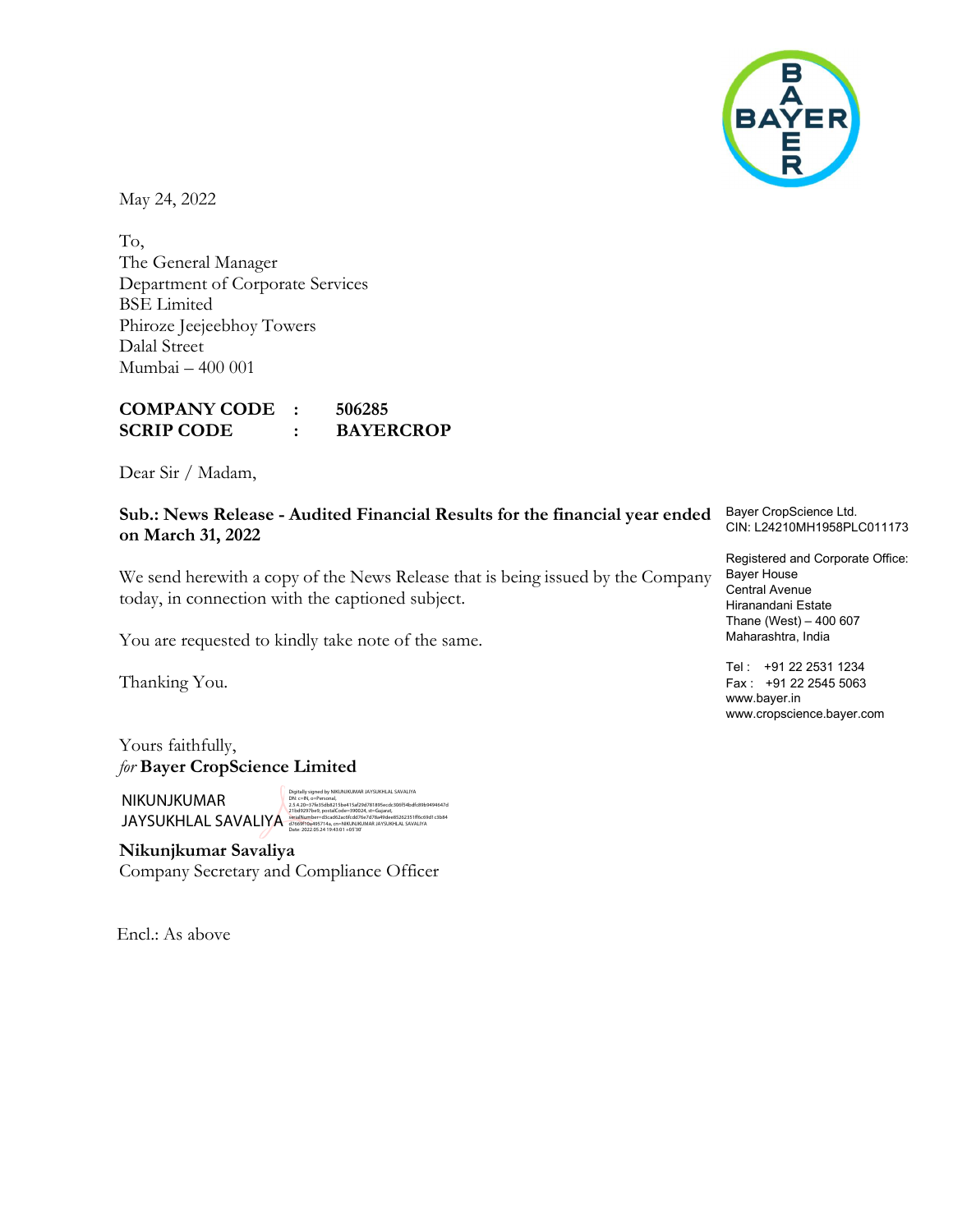May 24, 2022

To,
The General Manager
Department of Corporate Services
BSE Limited
Phiroze Jeejeebhoy Towers
Dalal Street
Mumbai – 400 001

**COMPANY CODE : 506285**
**SCRIP CODE : BAYERCROP**

Dear Sir / Madam,

**Sub.: News Release - Audited Financial Results for the financial year ended on March 31, 2022**

We send herewith a copy of the News Release that is being issued by the Company today, in connection with the captioned subject.

You are requested to kindly take note of the same.

Thanking You.

Yours faithfully,
*for* **Bayer CropScience Limited**

NIKUNJKUMAR JAYSUKHLAL SAVALIYA

Digitally signed by NIKUNJKUMAR JAYSUKHLAL SAVALIYA
Date: 2022.05.24 19:43:01 +05'30'

**Nikunjkumar Savaliya**
Company Secretary and Compliance Officer

Encl.: As above

Bayer CropScience Ltd.
CIN: L24210MH1958PLC011173

Registered and Corporate Office:
Bayer House
Central Avenue
Hiranandani Estate
Thane (West) – 400 607
Maharashtra, India

Tel : +91 22 2531 1234
Fax : +91 22 2545 5063
www.bayer.in
www.cropscience.bayer.com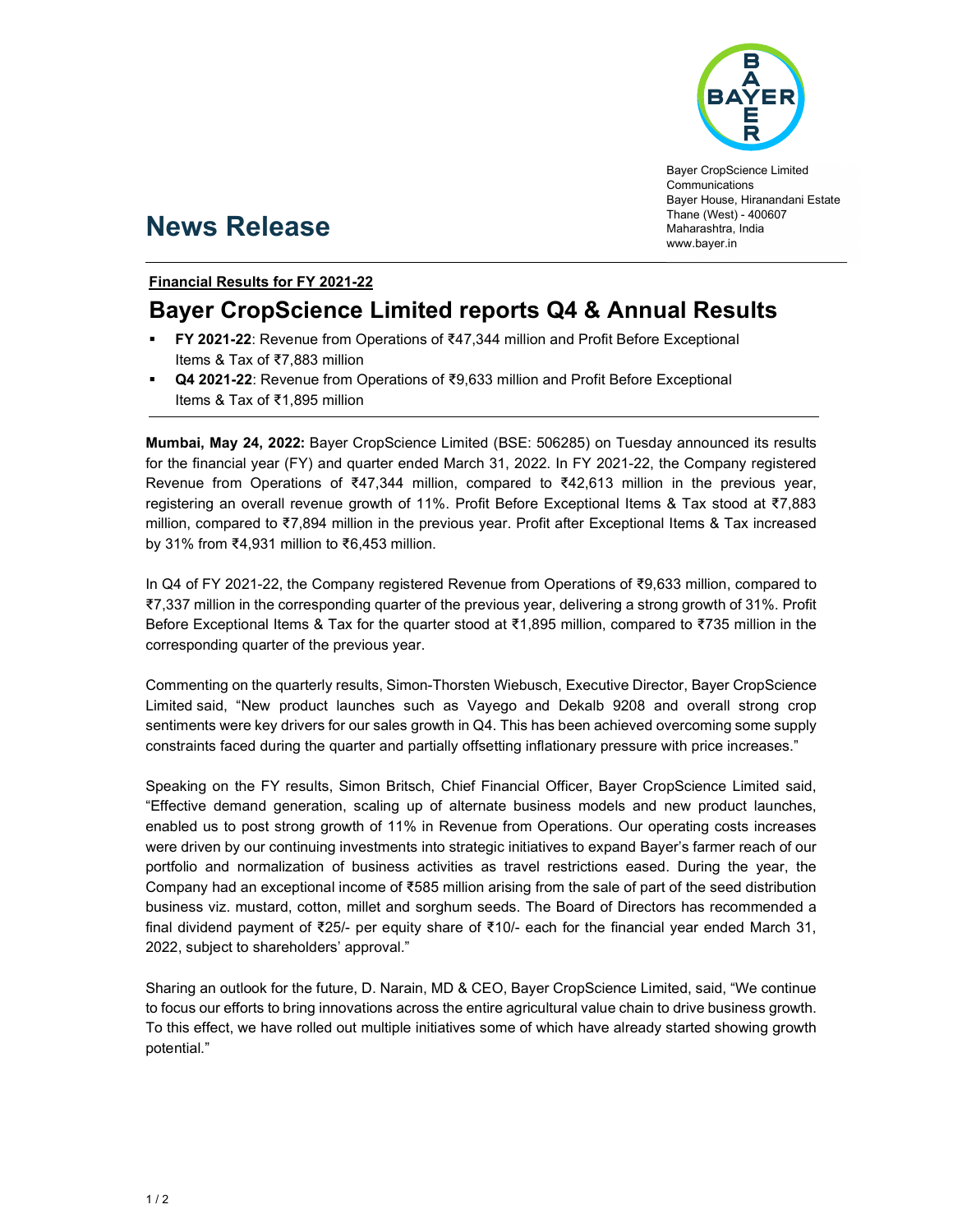Bayer CropScience Limited
Communications
Bayer House, Hiranandani Estate
Thane (West) - 400607
Maharashtra, India
www.bayer.in

# News Release

**Financial Results for FY 2021-22**

## Bayer CropScience Limited reports Q4 & Annual Results

- **FY 2021-22**: Revenue from Operations of ₹47,344 million and Profit Before Exceptional Items & Tax of ₹7,883 million
- **Q4 2021-22**: Revenue from Operations of ₹9,633 million and Profit Before Exceptional Items & Tax of ₹1,895 million

**Mumbai, May 24, 2022:** Bayer CropScience Limited (BSE: 506285) on Tuesday announced its results for the financial year (FY) and quarter ended March 31, 2022. In FY 2021-22, the Company registered Revenue from Operations of ₹47,344 million, compared to ₹42,613 million in the previous year, registering an overall revenue growth of 11%. Profit Before Exceptional Items & Tax stood at ₹7,883 million, compared to ₹7,894 million in the previous year. Profit after Exceptional Items & Tax increased by 31% from ₹4,931 million to ₹6,453 million.

In Q4 of FY 2021-22, the Company registered Revenue from Operations of ₹9,633 million, compared to ₹7,337 million in the corresponding quarter of the previous year, delivering a strong growth of 31%. Profit Before Exceptional Items & Tax for the quarter stood at ₹1,895 million, compared to ₹735 million in the corresponding quarter of the previous year.

Commenting on the quarterly results, Simon-Thorsten Wiebusch, Executive Director, Bayer CropScience Limited said, "New product launches such as Vayego and Dekalb 9208 and overall strong crop sentiments were key drivers for our sales growth in Q4. This has been achieved overcoming some supply constraints faced during the quarter and partially offsetting inflationary pressure with price increases."

Speaking on the FY results, Simon Britsch, Chief Financial Officer, Bayer CropScience Limited said, "Effective demand generation, scaling up of alternate business models and new product launches, enabled us to post strong growth of 11% in Revenue from Operations. Our operating costs increases were driven by our continuing investments into strategic initiatives to expand Bayer's farmer reach of our portfolio and normalization of business activities as travel restrictions eased. During the year, the Company had an exceptional income of ₹585 million arising from the sale of part of the seed distribution business viz. mustard, cotton, millet and sorghum seeds. The Board of Directors has recommended a final dividend payment of ₹25/- per equity share of ₹10/- each for the financial year ended March 31, 2022, subject to shareholders' approval."

Sharing an outlook for the future, D. Narain, MD & CEO, Bayer CropScience Limited, said, "We continue to focus our efforts to bring innovations across the entire agricultural value chain to drive business growth. To this effect, we have rolled out multiple initiatives some of which have already started showing growth potential."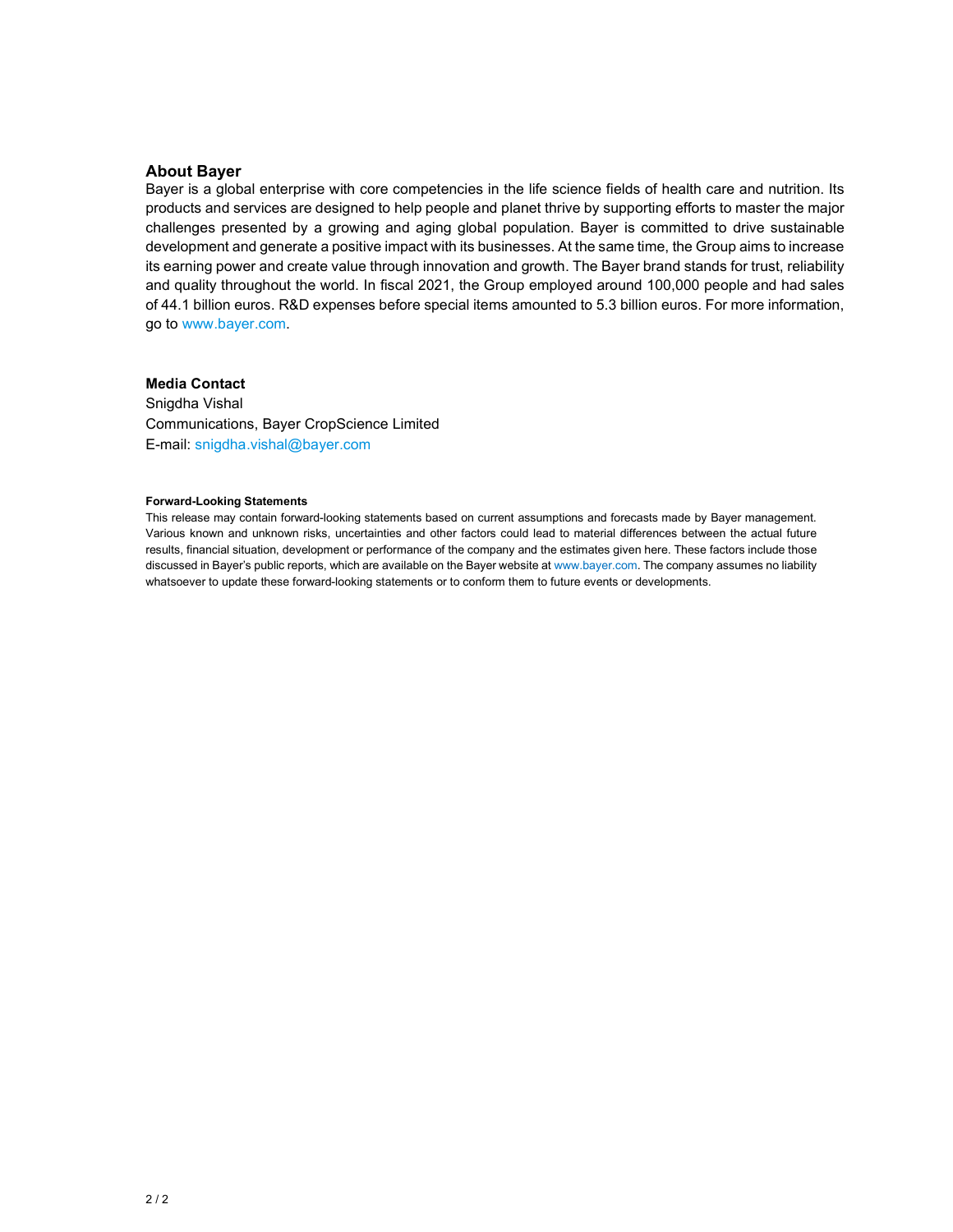## About Bayer

Bayer is a global enterprise with core competencies in the life science fields of health care and nutrition. Its products and services are designed to help people and planet thrive by supporting efforts to master the major challenges presented by a growing and aging global population. Bayer is committed to drive sustainable development and generate a positive impact with its businesses. At the same time, the Group aims to increase its earning power and create value through innovation and growth. The Bayer brand stands for trust, reliability and quality throughout the world. In fiscal 2021, the Group employed around 100,000 people and had sales of 44.1 billion euros. R&D expenses before special items amounted to 5.3 billion euros. For more information, go to www.bayer.com.

**Media Contact**

Snigdha Vishal
Communications, Bayer CropScience Limited
E-mail: snigdha.vishal@bayer.com

**Forward-Looking Statements**

This release may contain forward-looking statements based on current assumptions and forecasts made by Bayer management. Various known and unknown risks, uncertainties and other factors could lead to material differences between the actual future results, financial situation, development or performance of the company and the estimates given here. These factors include those discussed in Bayer's public reports, which are available on the Bayer website at www.bayer.com. The company assumes no liability whatsoever to update these forward-looking statements or to conform them to future events or developments.